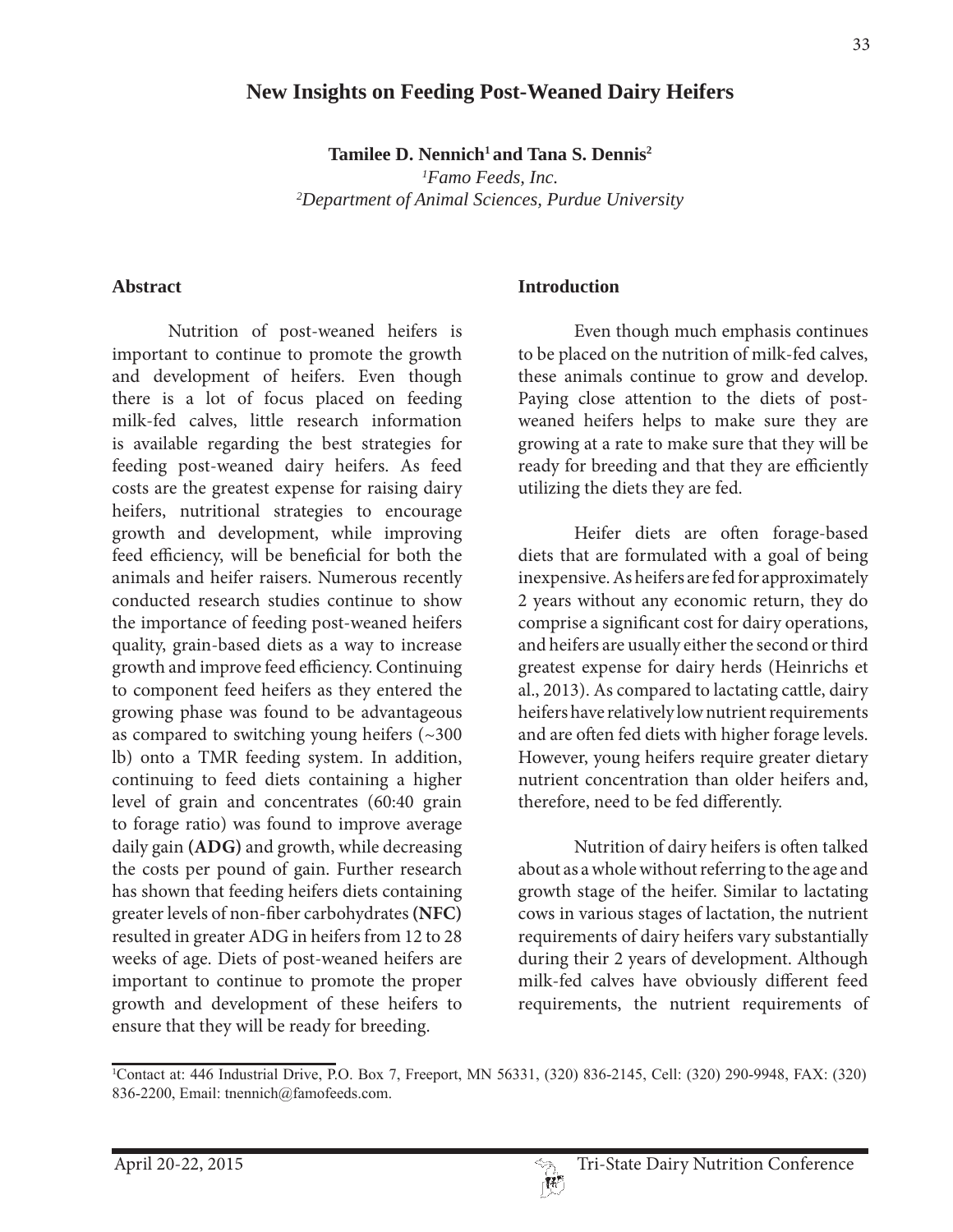# New Insights on Feeding Post-Weaned Dairy Heifers

**Tamilee D. Nennich[1] and Tana S. Dennis[2]**

*[1]Famo Feeds, Inc.*
*[2]Department of Animal Sciences, Purdue University*

## Abstract

Nutrition of post-weaned heifers is important to continue to promote the growth and development of heifers. Even though there is a lot of focus placed on feeding milk-fed calves, little research information is available regarding the best strategies for feeding post-weaned dairy heifers. As feed costs are the greatest expense for raising dairy heifers, nutritional strategies to encourage growth and development, while improving feed efficiency, will be beneficial for both the animals and heifer raisers. Numerous recently conducted research studies continue to show the importance of feeding post-weaned heifers quality, grain-based diets as a way to increase growth and improve feed efficiency. Continuing to component feed heifers as they entered the growing phase was found to be advantageous as compared to switching young heifers (~300 lb) onto a TMR feeding system. In addition, continuing to feed diets containing a higher level of grain and concentrates (60:40 grain to forage ratio) was found to improve average daily gain **(ADG)** and growth, while decreasing the costs per pound of gain. Further research has shown that feeding heifers diets containing greater levels of non-fiber carbohydrates **(NFC)** resulted in greater ADG in heifers from 12 to 28 weeks of age. Diets of post-weaned heifers are important to continue to promote the proper growth and development of these heifers to ensure that they will be ready for breeding.

## Introduction

Even though much emphasis continues to be placed on the nutrition of milk-fed calves, these animals continue to grow and develop. Paying close attention to the diets of post-weaned heifers helps to make sure they are growing at a rate to make sure that they will be ready for breeding and that they are efficiently utilizing the diets they are fed.

Heifer diets are often forage-based diets that are formulated with a goal of being inexpensive. As heifers are fed for approximately 2 years without any economic return, they do comprise a significant cost for dairy operations, and heifers are usually either the second or third greatest expense for dairy herds (Heinrichs et al., 2013). As compared to lactating cattle, dairy heifers have relatively low nutrient requirements and are often fed diets with higher forage levels. However, young heifers require greater dietary nutrient concentration than older heifers and, therefore, need to be fed differently.

Nutrition of dairy heifers is often talked about as a whole without referring to the age and growth stage of the heifer. Similar to lactating cows in various stages of lactation, the nutrient requirements of dairy heifers vary substantially during their 2 years of development. Although milk-fed calves have obviously different feed requirements, the nutrient requirements of

---

[1]Contact at: 446 Industrial Drive, P.O. Box 7, Freeport, MN 56331, (320) 836-2145, Cell: (320) 290-9948, FAX: (320) 836-2200, Email: tnennich@famofeeds.com.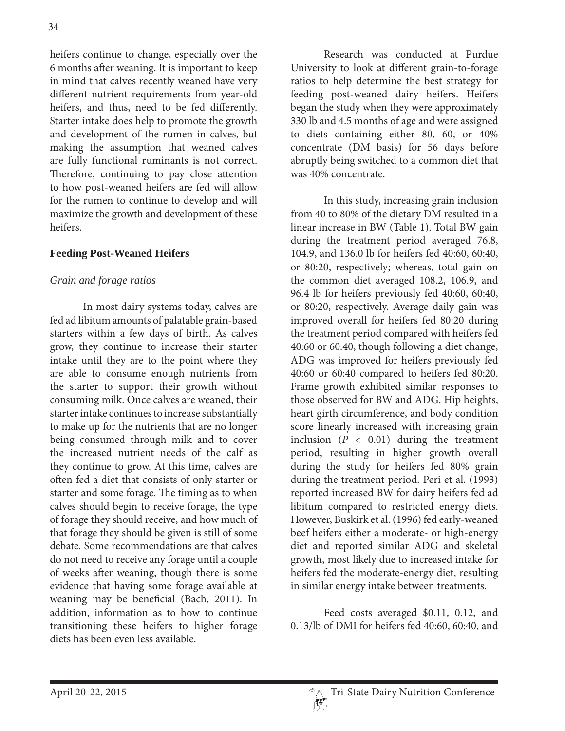heifers continue to change, especially over the 6 months after weaning. It is important to keep in mind that calves recently weaned have very different nutrient requirements from year-old heifers, and thus, need to be fed differently. Starter intake does help to promote the growth and development of the rumen in calves, but making the assumption that weaned calves are fully functional ruminants is not correct. Therefore, continuing to pay close attention to how post-weaned heifers are fed will allow for the rumen to continue to develop and will maximize the growth and development of these heifers.

## Feeding Post-Weaned Heifers

### *Grain and forage ratios*

In most dairy systems today, calves are fed ad libitum amounts of palatable grain-based starters within a few days of birth. As calves grow, they continue to increase their starter intake until they are to the point where they are able to consume enough nutrients from the starter to support their growth without consuming milk. Once calves are weaned, their starter intake continues to increase substantially to make up for the nutrients that are no longer being consumed through milk and to cover the increased nutrient needs of the calf as they continue to grow. At this time, calves are often fed a diet that consists of only starter or starter and some forage. The timing as to when calves should begin to receive forage, the type of forage they should receive, and how much of that forage they should be given is still of some debate. Some recommendations are that calves do not need to receive any forage until a couple of weeks after weaning, though there is some evidence that having some forage available at weaning may be beneficial (Bach, 2011). In addition, information as to how to continue transitioning these heifers to higher forage diets has been even less available.

Research was conducted at Purdue University to look at different grain-to-forage ratios to help determine the best strategy for feeding post-weaned dairy heifers. Heifers began the study when they were approximately 330 lb and 4.5 months of age and were assigned to diets containing either 80, 60, or 40% concentrate (DM basis) for 56 days before abruptly being switched to a common diet that was 40% concentrate.

In this study, increasing grain inclusion from 40 to 80% of the dietary DM resulted in a linear increase in BW (Table 1). Total BW gain during the treatment period averaged 76.8, 104.9, and 136.0 lb for heifers fed 40:60, 60:40, or 80:20, respectively; whereas, total gain on the common diet averaged 108.2, 106.9, and 96.4 lb for heifers previously fed 40:60, 60:40, or 80:20, respectively. Average daily gain was improved overall for heifers fed 80:20 during the treatment period compared with heifers fed 40:60 or 60:40, though following a diet change, ADG was improved for heifers previously fed 40:60 or 60:40 compared to heifers fed 80:20. Frame growth exhibited similar responses to those observed for BW and ADG. Hip heights, heart girth circumference, and body condition score linearly increased with increasing grain inclusion ($P < 0.01$) during the treatment period, resulting in higher growth overall during the study for heifers fed 80% grain during the treatment period. Peri et al. (1993) reported increased BW for dairy heifers fed ad libitum compared to restricted energy diets. However, Buskirk et al. (1996) fed early-weaned beef heifers either a moderate- or high-energy diet and reported similar ADG and skeletal growth, most likely due to increased intake for heifers fed the moderate-energy diet, resulting in similar energy intake between treatments.

Feed costs averaged $0.11, 0.12, and 0.13/lb of DMI for heifers fed 40:60, 60:40, and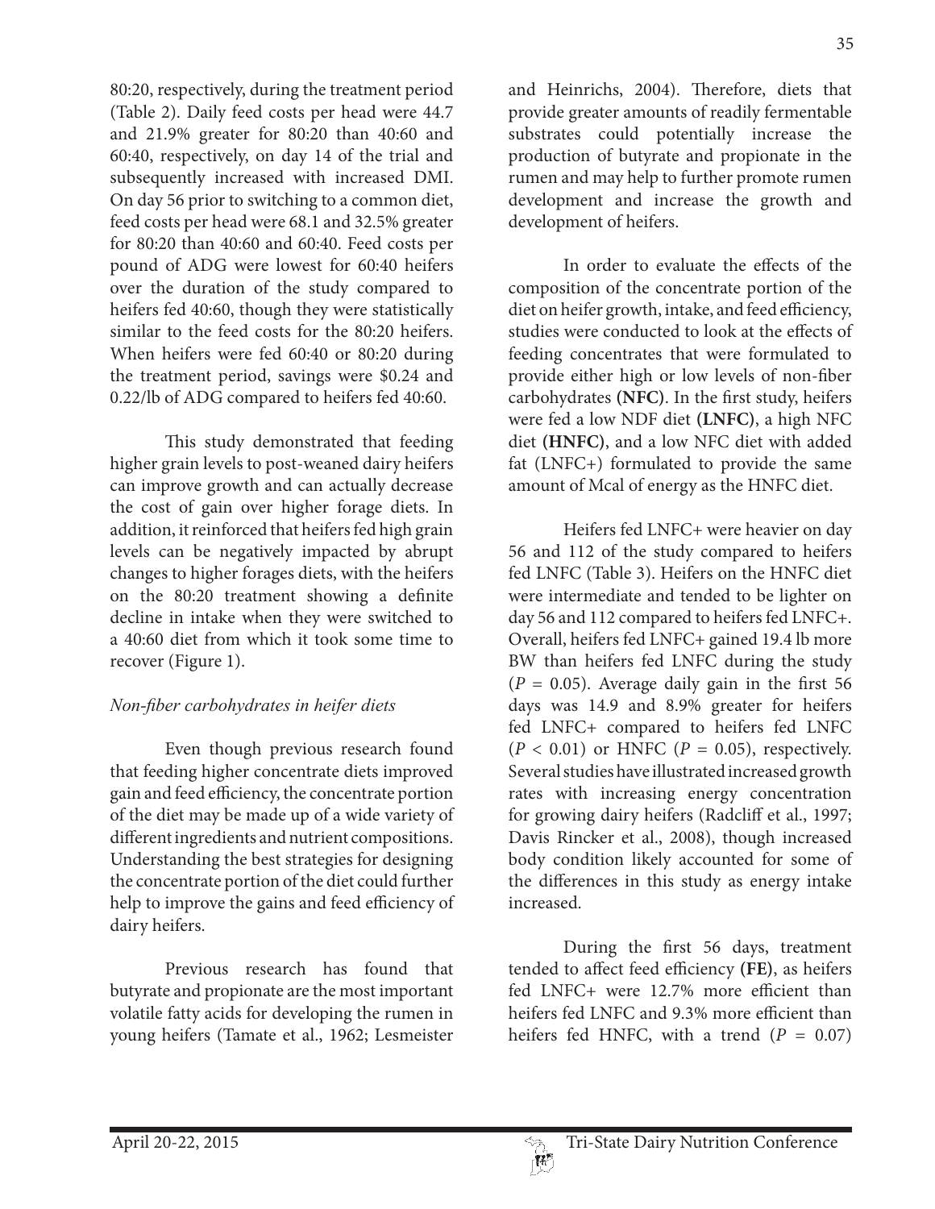80:20, respectively, during the treatment period (Table 2). Daily feed costs per head were 44.7 and 21.9% greater for 80:20 than 40:60 and 60:40, respectively, on day 14 of the trial and subsequently increased with increased DMI. On day 56 prior to switching to a common diet, feed costs per head were 68.1 and 32.5% greater for 80:20 than 40:60 and 60:40. Feed costs per pound of ADG were lowest for 60:40 heifers over the duration of the study compared to heifers fed 40:60, though they were statistically similar to the feed costs for the 80:20 heifers. When heifers were fed 60:40 or 80:20 during the treatment period, savings were $0.24 and 0.22/lb of ADG compared to heifers fed 40:60.

This study demonstrated that feeding higher grain levels to post-weaned dairy heifers can improve growth and can actually decrease the cost of gain over higher forage diets. In addition, it reinforced that heifers fed high grain levels can be negatively impacted by abrupt changes to higher forages diets, with the heifers on the 80:20 treatment showing a definite decline in intake when they were switched to a 40:60 diet from which it took some time to recover (Figure 1).

### *Non-fiber carbohydrates in heifer diets*

Even though previous research found that feeding higher concentrate diets improved gain and feed efficiency, the concentrate portion of the diet may be made up of a wide variety of different ingredients and nutrient compositions. Understanding the best strategies for designing the concentrate portion of the diet could further help to improve the gains and feed efficiency of dairy heifers.

Previous research has found that butyrate and propionate are the most important volatile fatty acids for developing the rumen in young heifers (Tamate et al., 1962; Lesmeister and Heinrichs, 2004). Therefore, diets that provide greater amounts of readily fermentable substrates could potentially increase the production of butyrate and propionate in the rumen and may help to further promote rumen development and increase the growth and development of heifers.

In order to evaluate the effects of the composition of the concentrate portion of the diet on heifer growth, intake, and feed efficiency, studies were conducted to look at the effects of feeding concentrates that were formulated to provide either high or low levels of non-fiber carbohydrates **(NFC)**. In the first study, heifers were fed a low NDF diet **(LNFC)**, a high NFC diet **(HNFC)**, and a low NFC diet with added fat (LNFC+) formulated to provide the same amount of Mcal of energy as the HNFC diet.

Heifers fed LNFC+ were heavier on day 56 and 112 of the study compared to heifers fed LNFC (Table 3). Heifers on the HNFC diet were intermediate and tended to be lighter on day 56 and 112 compared to heifers fed LNFC+. Overall, heifers fed LNFC+ gained 19.4 lb more BW than heifers fed LNFC during the study ($P = 0.05$). Average daily gain in the first 56 days was 14.9 and 8.9% greater for heifers fed LNFC+ compared to heifers fed LNFC ($P < 0.01$) or HNFC ($P = 0.05$), respectively. Several studies have illustrated increased growth rates with increasing energy concentration for growing dairy heifers (Radcliff et al., 1997; Davis Rincker et al., 2008), though increased body condition likely accounted for some of the differences in this study as energy intake increased.

During the first 56 days, treatment tended to affect feed efficiency **(FE)**, as heifers fed LNFC+ were 12.7% more efficient than heifers fed LNFC and 9.3% more efficient than heifers fed HNFC, with a trend ($P = 0.07$)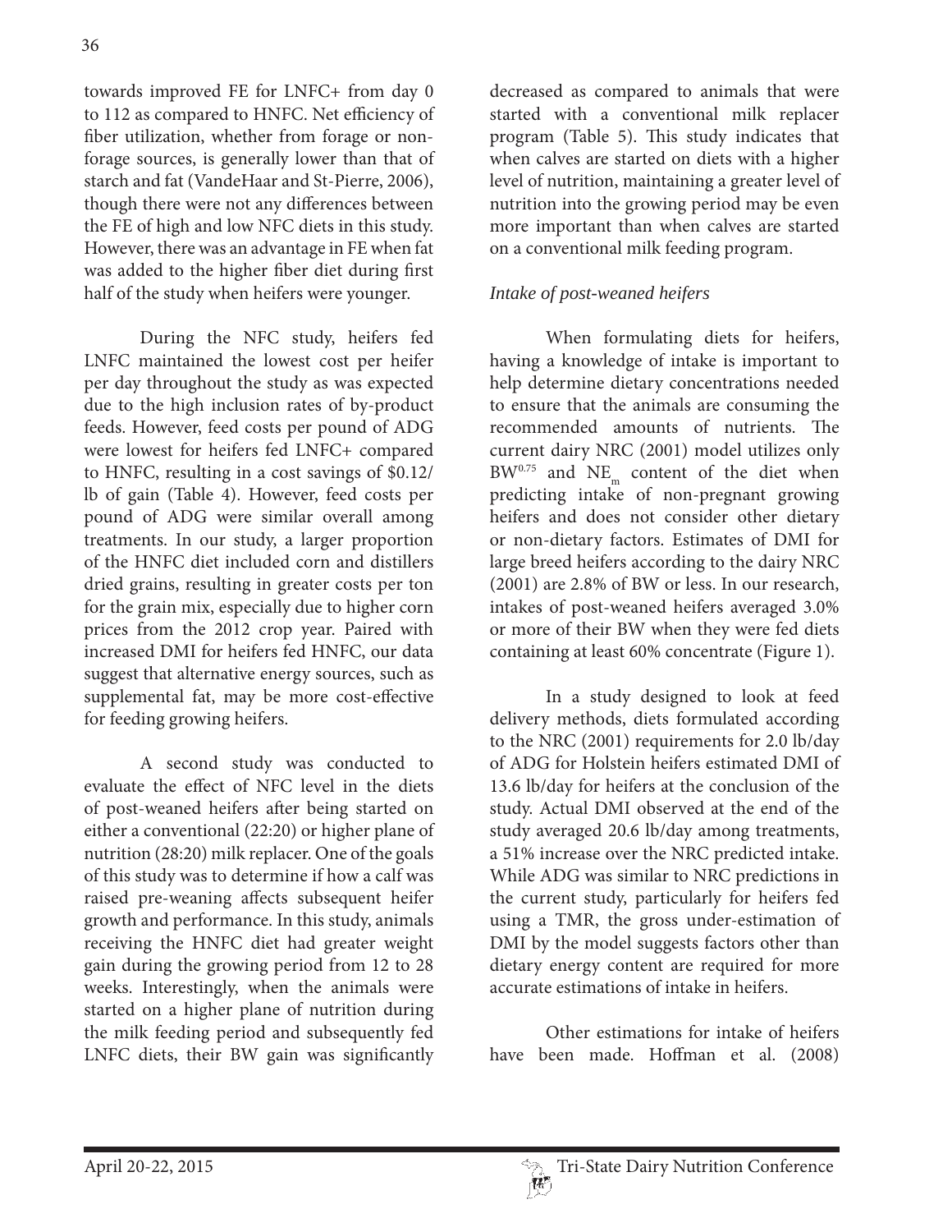towards improved FE for LNFC+ from day 0 to 112 as compared to HNFC. Net efficiency of fiber utilization, whether from forage or non-forage sources, is generally lower than that of starch and fat (VandeHaar and St-Pierre, 2006), though there were not any differences between the FE of high and low NFC diets in this study. However, there was an advantage in FE when fat was added to the higher fiber diet during first half of the study when heifers were younger.

During the NFC study, heifers fed LNFC maintained the lowest cost per heifer per day throughout the study as was expected due to the high inclusion rates of by-product feeds. However, feed costs per pound of ADG were lowest for heifers fed LNFC+ compared to HNFC, resulting in a cost savings of $0.12/lb of gain (Table 4). However, feed costs per pound of ADG were similar overall among treatments. In our study, a larger proportion of the HNFC diet included corn and distillers dried grains, resulting in greater costs per ton for the grain mix, especially due to higher corn prices from the 2012 crop year. Paired with increased DMI for heifers fed HNFC, our data suggest that alternative energy sources, such as supplemental fat, may be more cost-effective for feeding growing heifers.

A second study was conducted to evaluate the effect of NFC level in the diets of post-weaned heifers after being started on either a conventional (22:20) or higher plane of nutrition (28:20) milk replacer. One of the goals of this study was to determine if how a calf was raised pre-weaning affects subsequent heifer growth and performance. In this study, animals receiving the HNFC diet had greater weight gain during the growing period from 12 to 28 weeks. Interestingly, when the animals were started on a higher plane of nutrition during the milk feeding period and subsequently fed LNFC diets, their BW gain was significantly decreased as compared to animals that were started with a conventional milk replacer program (Table 5). This study indicates that when calves are started on diets with a higher level of nutrition, maintaining a greater level of nutrition into the growing period may be even more important than when calves are started on a conventional milk feeding program.

### *Intake of post-weaned heifers*

When formulating diets for heifers, having a knowledge of intake is important to help determine dietary concentrations needed to ensure that the animals are consuming the recommended amounts of nutrients. The current dairy NRC (2001) model utilizes only $BW^{0.75}$ and $NE_m$ content of the diet when predicting intake of non-pregnant growing heifers and does not consider other dietary or non-dietary factors. Estimates of DMI for large breed heifers according to the dairy NRC (2001) are 2.8% of BW or less. In our research, intakes of post-weaned heifers averaged 3.0% or more of their BW when they were fed diets containing at least 60% concentrate (Figure 1).

In a study designed to look at feed delivery methods, diets formulated according to the NRC (2001) requirements for 2.0 lb/day of ADG for Holstein heifers estimated DMI of 13.6 lb/day for heifers at the conclusion of the study. Actual DMI observed at the end of the study averaged 20.6 lb/day among treatments, a 51% increase over the NRC predicted intake. While ADG was similar to NRC predictions in the current study, particularly for heifers fed using a TMR, the gross under-estimation of DMI by the model suggests factors other than dietary energy content are required for more accurate estimations of intake in heifers.

Other estimations for intake of heifers have been made. Hoffman et al. (2008)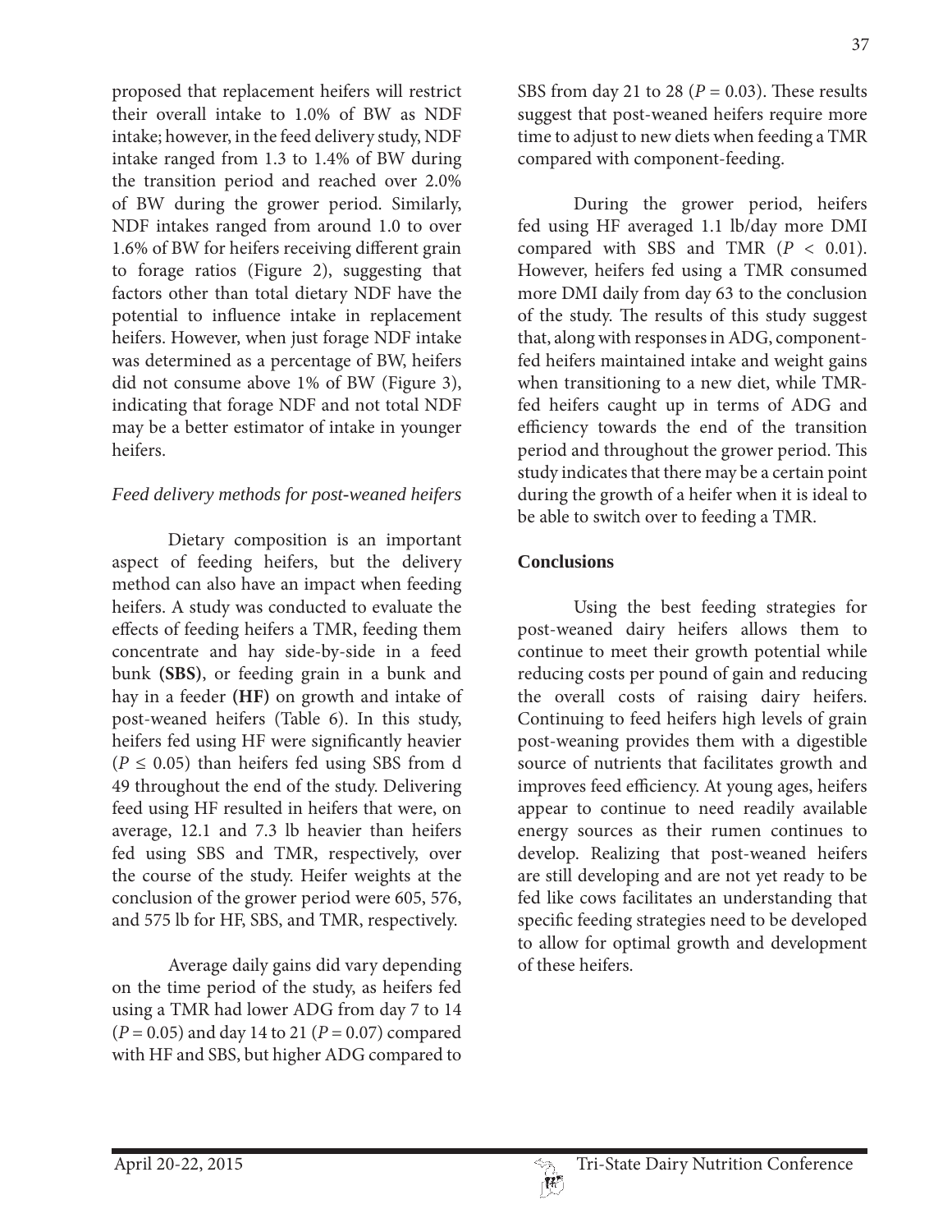proposed that replacement heifers will restrict their overall intake to 1.0% of BW as NDF intake; however, in the feed delivery study, NDF intake ranged from 1.3 to 1.4% of BW during the transition period and reached over 2.0% of BW during the grower period. Similarly, NDF intakes ranged from around 1.0 to over 1.6% of BW for heifers receiving different grain to forage ratios (Figure 2), suggesting that factors other than total dietary NDF have the potential to influence intake in replacement heifers. However, when just forage NDF intake was determined as a percentage of BW, heifers did not consume above 1% of BW (Figure 3), indicating that forage NDF and not total NDF may be a better estimator of intake in younger heifers.

*Feed delivery methods for post-weaned heifers*

Dietary composition is an important aspect of feeding heifers, but the delivery method can also have an impact when feeding heifers. A study was conducted to evaluate the effects of feeding heifers a TMR, feeding them concentrate and hay side-by-side in a feed bunk **(SBS)**, or feeding grain in a bunk and hay in a feeder **(HF)** on growth and intake of post-weaned heifers (Table 6). In this study, heifers fed using HF were significantly heavier ($P \leq 0.05$) than heifers fed using SBS from d 49 throughout the end of the study. Delivering feed using HF resulted in heifers that were, on average, 12.1 and 7.3 lb heavier than heifers fed using SBS and TMR, respectively, over the course of the study. Heifer weights at the conclusion of the grower period were 605, 576, and 575 lb for HF, SBS, and TMR, respectively.

Average daily gains did vary depending on the time period of the study, as heifers fed using a TMR had lower ADG from day 7 to 14 ($P = 0.05$) and day 14 to 21 ($P = 0.07$) compared with HF and SBS, but higher ADG compared to SBS from day 21 to 28 ($P = 0.03$). These results suggest that post-weaned heifers require more time to adjust to new diets when feeding a TMR compared with component-feeding.

During the grower period, heifers fed using HF averaged 1.1 lb/day more DMI compared with SBS and TMR ($P < 0.01$). However, heifers fed using a TMR consumed more DMI daily from day 63 to the conclusion of the study. The results of this study suggest that, along with responses in ADG, component-fed heifers maintained intake and weight gains when transitioning to a new diet, while TMR-fed heifers caught up in terms of ADG and efficiency towards the end of the transition period and throughout the grower period. This study indicates that there may be a certain point during the growth of a heifer when it is ideal to be able to switch over to feeding a TMR.

## Conclusions

Using the best feeding strategies for post-weaned dairy heifers allows them to continue to meet their growth potential while reducing costs per pound of gain and reducing the overall costs of raising dairy heifers. Continuing to feed heifers high levels of grain post-weaning provides them with a digestible source of nutrients that facilitates growth and improves feed efficiency. At young ages, heifers appear to continue to need readily available energy sources as their rumen continues to develop. Realizing that post-weaned heifers are still developing and are not yet ready to be fed like cows facilitates an understanding that specific feeding strategies need to be developed to allow for optimal growth and development of these heifers.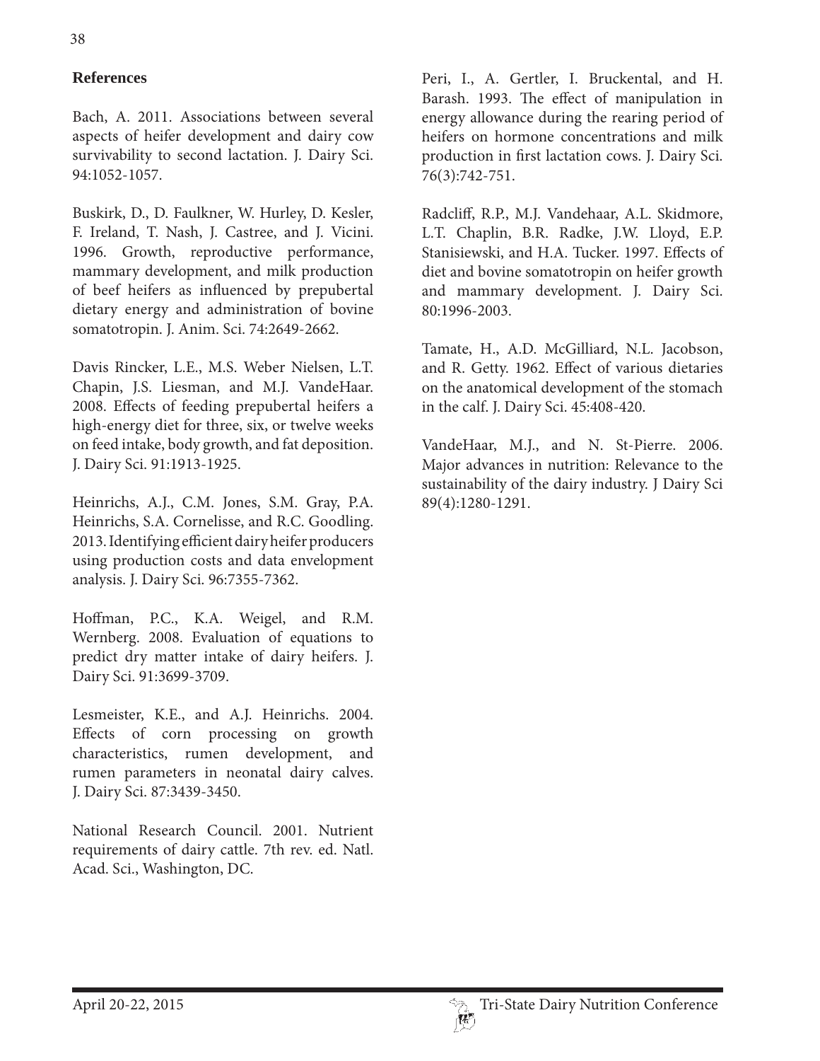## References

Bach, A. 2011. Associations between several aspects of heifer development and dairy cow survivability to second lactation. J. Dairy Sci. 94:1052-1057.

Buskirk, D., D. Faulkner, W. Hurley, D. Kesler, F. Ireland, T. Nash, J. Castree, and J. Vicini. 1996. Growth, reproductive performance, mammary development, and milk production of beef heifers as influenced by prepubertal dietary energy and administration of bovine somatotropin. J. Anim. Sci. 74:2649-2662.

Davis Rincker, L.E., M.S. Weber Nielsen, L.T. Chapin, J.S. Liesman, and M.J. VandeHaar. 2008. Effects of feeding prepubertal heifers a high-energy diet for three, six, or twelve weeks on feed intake, body growth, and fat deposition. J. Dairy Sci. 91:1913-1925.

Heinrichs, A.J., C.M. Jones, S.M. Gray, P.A. Heinrichs, S.A. Cornelisse, and R.C. Goodling. 2013. Identifying efficient dairy heifer producers using production costs and data envelopment analysis. J. Dairy Sci. 96:7355-7362.

Hoffman, P.C., K.A. Weigel, and R.M. Wernberg. 2008. Evaluation of equations to predict dry matter intake of dairy heifers. J. Dairy Sci. 91:3699-3709.

Lesmeister, K.E., and A.J. Heinrichs. 2004. Effects of corn processing on growth characteristics, rumen development, and rumen parameters in neonatal dairy calves. J. Dairy Sci. 87:3439-3450.

National Research Council. 2001. Nutrient requirements of dairy cattle. 7th rev. ed. Natl. Acad. Sci., Washington, DC.

Peri, I., A. Gertler, I. Bruckental, and H. Barash. 1993. The effect of manipulation in energy allowance during the rearing period of heifers on hormone concentrations and milk production in first lactation cows. J. Dairy Sci. 76(3):742-751.

Radcliff, R.P., M.J. Vandehaar, A.L. Skidmore, L.T. Chaplin, B.R. Radke, J.W. Lloyd, E.P. Stanisiewski, and H.A. Tucker. 1997. Effects of diet and bovine somatotropin on heifer growth and mammary development. J. Dairy Sci. 80:1996-2003.

Tamate, H., A.D. McGilliard, N.L. Jacobson, and R. Getty. 1962. Effect of various dietaries on the anatomical development of the stomach in the calf. J. Dairy Sci. 45:408-420.

VandeHaar, M.J., and N. St-Pierre. 2006. Major advances in nutrition: Relevance to the sustainability of the dairy industry. J Dairy Sci 89(4):1280-1291.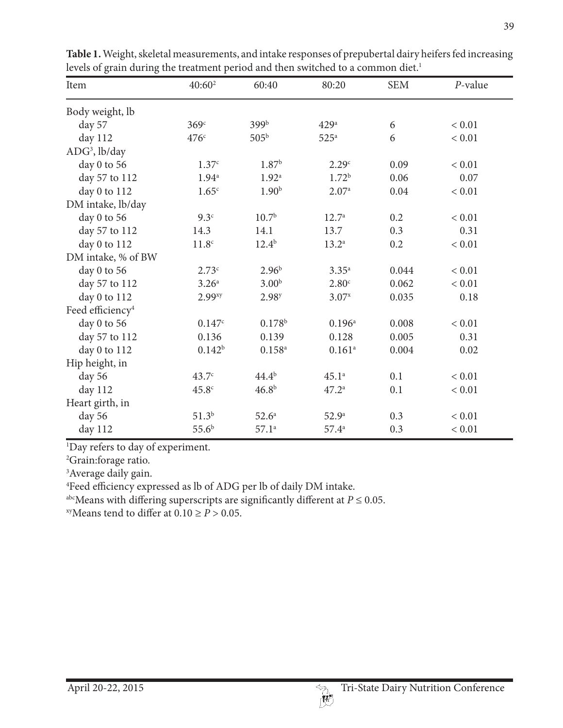**Table 1.** Weight, skeletal measurements, and intake responses of prepubertal dairy heifers fed increasing levels of grain during the treatment period and then switched to a common diet.[1]

| Item | 40:60[2] | 60:40 | 80:20 | SEM | *P*-value |
|---|---|---|---|---|---|
| Body weight, lb | | | | | |
| day 57 | 369[c] | 399[b] | 429[a] | 6 | < 0.01 |
| day 112 | 476[c] | 505[b] | 525[a] | 6 | < 0.01 |
| ADG[3], lb/day | | | | | |
| day 0 to 56 | 1.37[c] | 1.87[b] | 2.29[c] | 0.09 | < 0.01 |
| day 57 to 112 | 1.94[a] | 1.92[a] | 1.72[b] | 0.06 | 0.07 |
| day 0 to 112 | 1.65[c] | 1.90[b] | 2.07[a] | 0.04 | < 0.01 |
| DM intake, lb/day | | | | | |
| day 0 to 56 | 9.3[c] | 10.7[b] | 12.7[a] | 0.2 | < 0.01 |
| day 57 to 112 | 14.3 | 14.1 | 13.7 | 0.3 | 0.31 |
| day 0 to 112 | 11.8[c] | 12.4[b] | 13.2[a] | 0.2 | < 0.01 |
| DM intake, % of BW | | | | | |
| day 0 to 56 | 2.73[c] | 2.96[b] | 3.35[a] | 0.044 | < 0.01 |
| day 57 to 112 | 3.26[a] | 3.00[b] | 2.80[c] | 0.062 | < 0.01 |
| day 0 to 112 | 2.99[xy] | 2.98[y] | 3.07[x] | 0.035 | 0.18 |
| Feed efficiency[4] | | | | | |
| day 0 to 56 | 0.147[c] | 0.178[b] | 0.196[a] | 0.008 | < 0.01 |
| day 57 to 112 | 0.136 | 0.139 | 0.128 | 0.005 | 0.31 |
| day 0 to 112 | 0.142[b] | 0.158[a] | 0.161[a] | 0.004 | 0.02 |
| Hip height, in | | | | | |
| day 56 | 43.7[c] | 44.4[b] | 45.1[a] | 0.1 | < 0.01 |
| day 112 | 45.8[c] | 46.8[b] | 47.2[a] | 0.1 | < 0.01 |
| Heart girth, in | | | | | |
| day 56 | 51.3[b] | 52.6[a] | 52.9[a] | 0.3 | < 0.01 |
| day 112 | 55.6[b] | 57.1[a] | 57.4[a] | 0.3 | < 0.01 |

[1]Day refers to day of experiment.

[2]Grain:forage ratio.

[3]Average daily gain.

[4]Feed efficiency expressed as lb of ADG per lb of daily DM intake.

[abc]Means with differing superscripts are significantly different at $P \leq 0.05$.

[xy]Means tend to differ at $0.10 \geq P > 0.05$.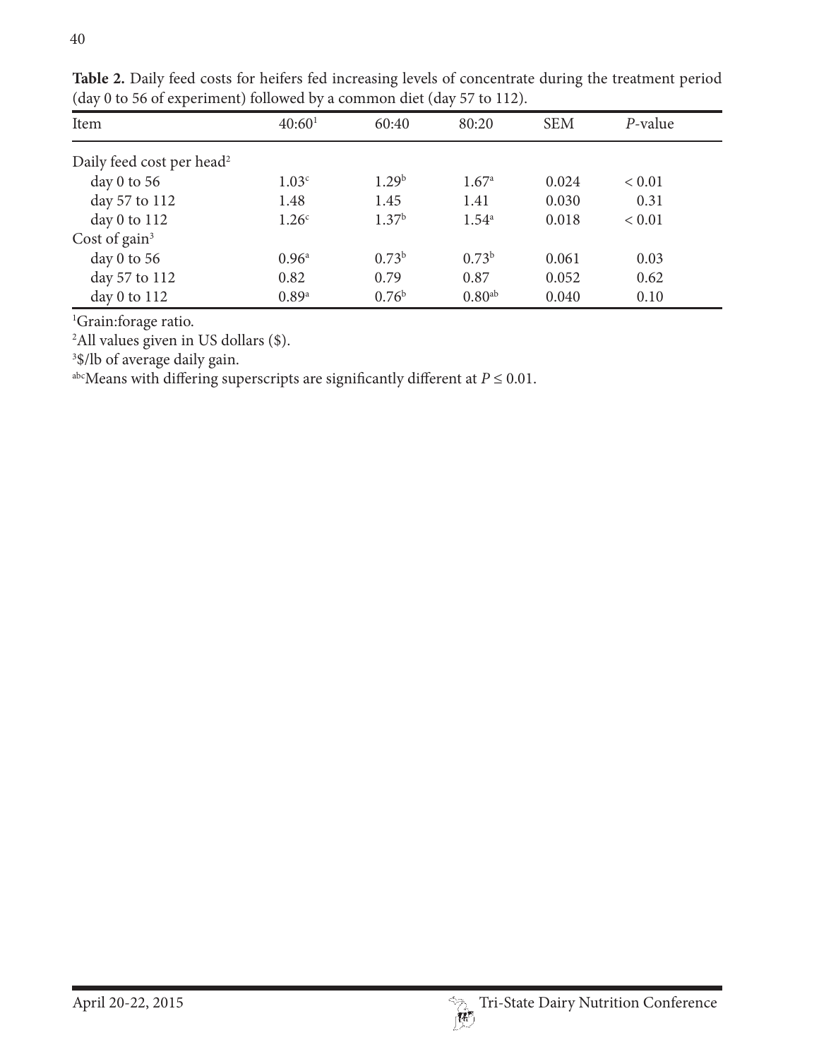**Table 2.** Daily feed costs for heifers fed increasing levels of concentrate during the treatment period (day 0 to 56 of experiment) followed by a common diet (day 57 to 112).

| Item | 40:60[1] | 60:40 | 80:20 | SEM | *P*-value |
|---|---|---|---|---|---|
| Daily feed cost per head[2] | | | | | |
| day 0 to 56 | 1.03[c] | 1.29[b] | 1.67[a] | 0.024 | < 0.01 |
| day 57 to 112 | 1.48 | 1.45 | 1.41 | 0.030 | 0.31 |
| day 0 to 112 | 1.26[c] | 1.37[b] | 1.54[a] | 0.018 | < 0.01 |
| Cost of gain[3] | | | | | |
| day 0 to 56 | 0.96[a] | 0.73[b] | 0.73[b] | 0.061 | 0.03 |
| day 57 to 112 | 0.82 | 0.79 | 0.87 | 0.052 | 0.62 |
| day 0 to 112 | 0.89[a] | 0.76[b] | 0.80[ab] | 0.040 | 0.10 |

[1]Grain:forage ratio.

[2]All values given in US dollars ($).

[3]$/lb of average daily gain.

[abc]Means with differing superscripts are significantly different at $P \leq 0.01$.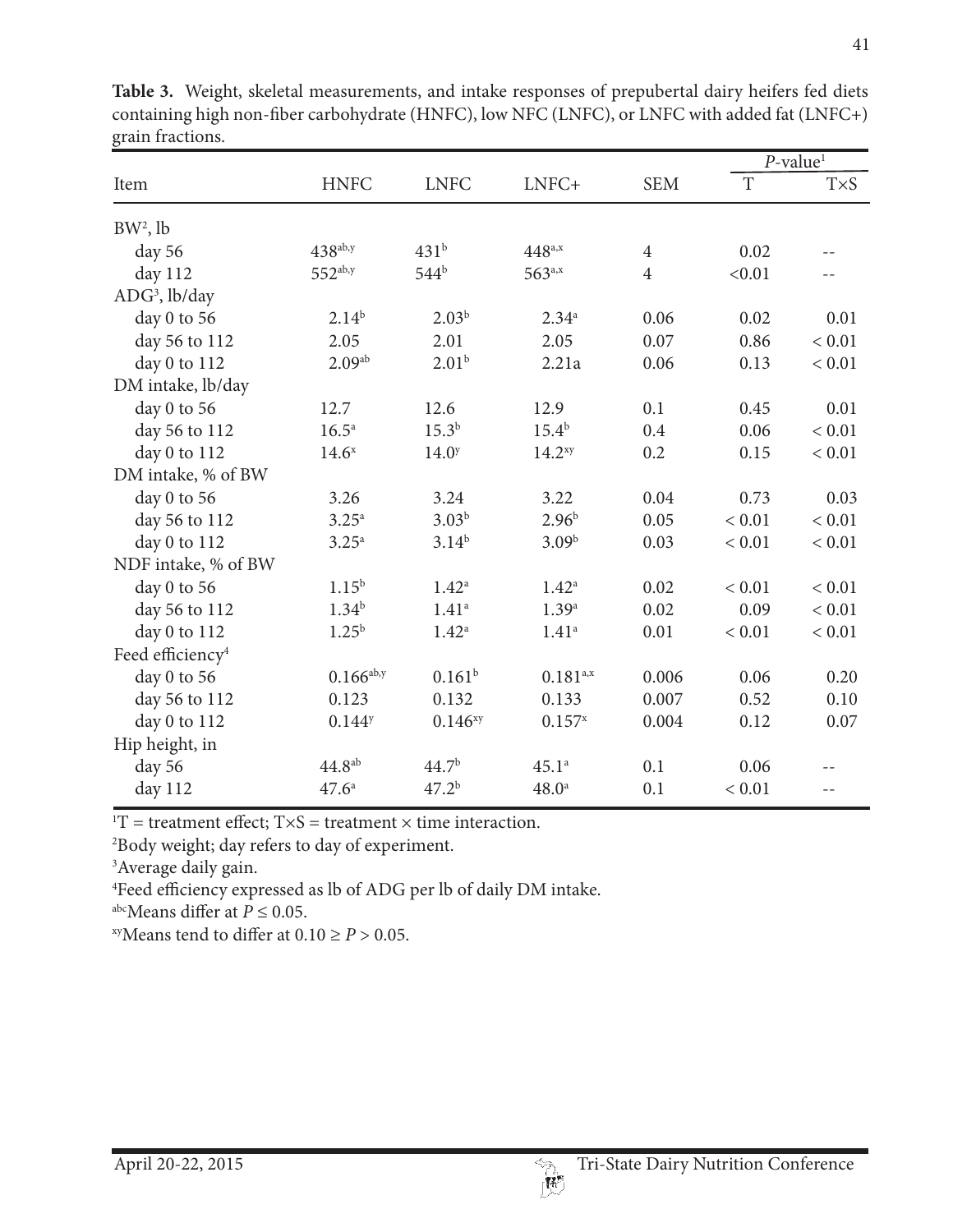**Table 3.** Weight, skeletal measurements, and intake responses of prepubertal dairy heifers fed diets containing high non-fiber carbohydrate (HNFC), low NFC (LNFC), or LNFC with added fat (LNFC+) grain fractions.

| | | | | | *P*-value[1] | |
|---|---|---|---|---|---|---|
| Item | HNFC | LNFC | LNFC+ | SEM | T | T×S |
| BW[2], lb | | | | | | |
| day 56 | 438[ab,y] | 431[b] | 448[a,x] | 4 | 0.02 | -- |
| day 112 | 552[ab,y] | 544[b] | 563[a,x] | 4 | <0.01 | -- |
| ADG[3], lb/day | | | | | | |
| day 0 to 56 | 2.14[b] | 2.03[b] | 2.34[a] | 0.06 | 0.02 | 0.01 |
| day 56 to 112 | 2.05 | 2.01 | 2.05 | 0.07 | 0.86 | < 0.01 |
| day 0 to 112 | 2.09[ab] | 2.01[b] | 2.21a | 0.06 | 0.13 | < 0.01 |
| DM intake, lb/day | | | | | | |
| day 0 to 56 | 12.7 | 12.6 | 12.9 | 0.1 | 0.45 | 0.01 |
| day 56 to 112 | 16.5[a] | 15.3[b] | 15.4[b] | 0.4 | 0.06 | < 0.01 |
| day 0 to 112 | 14.6[x] | 14.0[y] | 14.2[xy] | 0.2 | 0.15 | < 0.01 |
| DM intake, % of BW | | | | | | |
| day 0 to 56 | 3.26 | 3.24 | 3.22 | 0.04 | 0.73 | 0.03 |
| day 56 to 112 | 3.25[a] | 3.03[b] | 2.96[b] | 0.05 | < 0.01 | < 0.01 |
| day 0 to 112 | 3.25[a] | 3.14[b] | 3.09[b] | 0.03 | < 0.01 | < 0.01 |
| NDF intake, % of BW | | | | | | |
| day 0 to 56 | 1.15[b] | 1.42[a] | 1.42[a] | 0.02 | < 0.01 | < 0.01 |
| day 56 to 112 | 1.34[b] | 1.41[a] | 1.39[a] | 0.02 | 0.09 | < 0.01 |
| day 0 to 112 | 1.25[b] | 1.42[a] | 1.41[a] | 0.01 | < 0.01 | < 0.01 |
| Feed efficiency[4] | | | | | | |
| day 0 to 56 | 0.166[ab,y] | 0.161[b] | 0.181[a,x] | 0.006 | 0.06 | 0.20 |
| day 56 to 112 | 0.123 | 0.132 | 0.133 | 0.007 | 0.52 | 0.10 |
| day 0 to 112 | 0.144[y] | 0.146[xy] | 0.157[x] | 0.004 | 0.12 | 0.07 |
| Hip height, in | | | | | | |
| day 56 | 44.8[ab] | 44.7[b] | 45.1[a] | 0.1 | 0.06 | -- |
| day 112 | 47.6[a] | 47.2[b] | 48.0[a] | 0.1 | < 0.01 | -- |

[1]T = treatment effect; T×S = treatment × time interaction.

[2]Body weight; day refers to day of experiment.

[3]Average daily gain.

[4]Feed efficiency expressed as lb of ADG per lb of daily DM intake.

[abc]Means differ at $P \leq 0.05$.

[xy]Means tend to differ at $0.10 \geq P > 0.05$.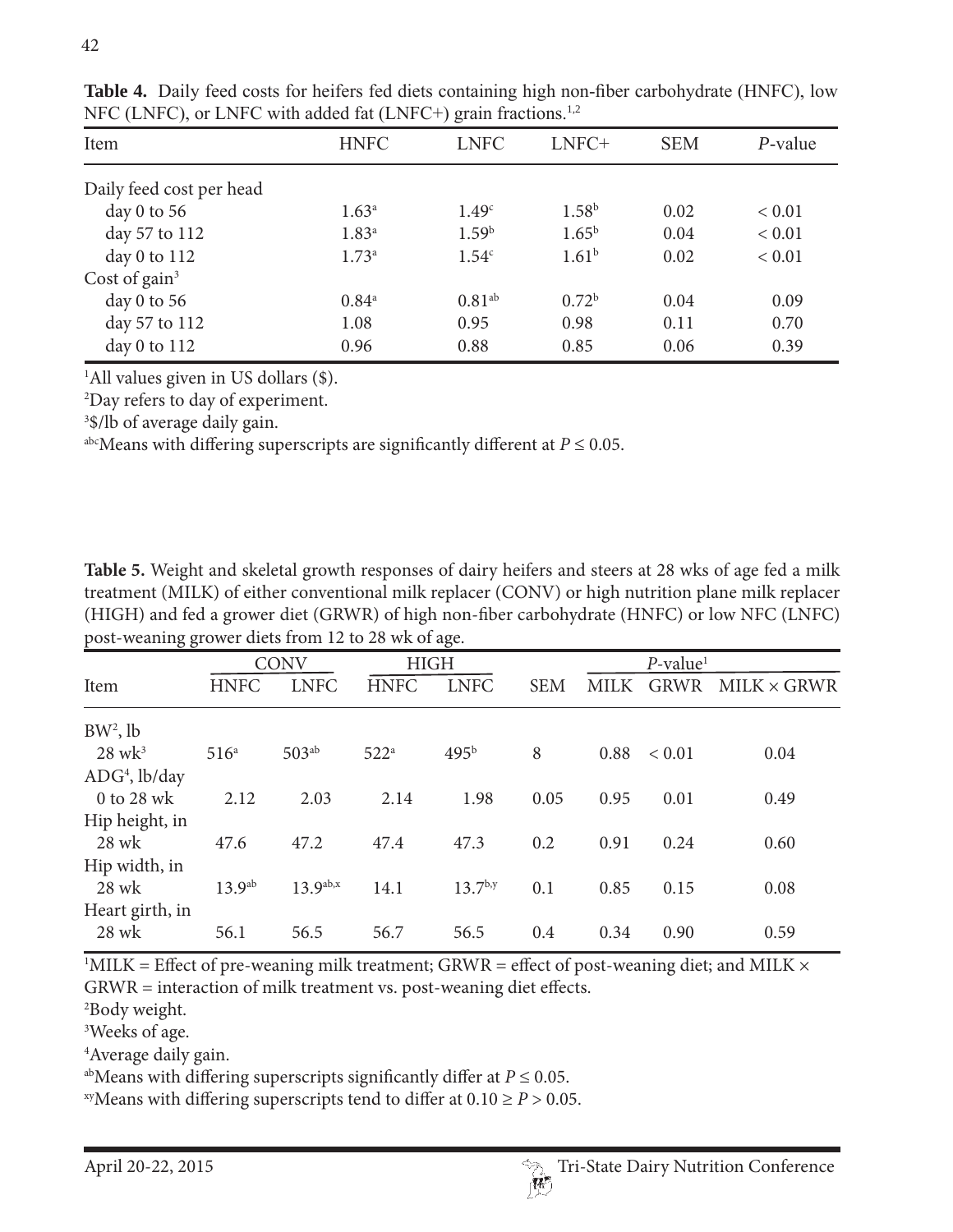**Table 4.** Daily feed costs for heifers fed diets containing high non-fiber carbohydrate (HNFC), low NFC (LNFC), or LNFC with added fat (LNFC+) grain fractions.[1,2]

| Item | HNFC | LNFC | LNFC+ | SEM | *P*-value |
|---|---|---|---|---|---|
| Daily feed cost per head | | | | | |
| day 0 to 56 | 1.63[a] | 1.49[c] | 1.58[b] | 0.02 | < 0.01 |
| day 57 to 112 | 1.83[a] | 1.59[b] | 1.65[b] | 0.04 | < 0.01 |
| day 0 to 112 | 1.73[a] | 1.54[c] | 1.61[b] | 0.02 | < 0.01 |
| Cost of gain[3] | | | | | |
| day 0 to 56 | 0.84[a] | 0.81[ab] | 0.72[b] | 0.04 | 0.09 |
| day 57 to 112 | 1.08 | 0.95 | 0.98 | 0.11 | 0.70 |
| day 0 to 112 | 0.96 | 0.88 | 0.85 | 0.06 | 0.39 |

[1]All values given in US dollars ($).
[2]Day refers to day of experiment.
[3]$/lb of average daily gain.
[abc]Means with differing superscripts are significantly different at $P \leq 0.05$.

**Table 5.** Weight and skeletal growth responses of dairy heifers and steers at 28 wks of age fed a milk treatment (MILK) of either conventional milk replacer (CONV) or high nutrition plane milk replacer (HIGH) and fed a grower diet (GRWR) of high non-fiber carbohydrate (HNFC) or low NFC (LNFC) post-weaning grower diets from 12 to 28 wk of age.

| | CONV | | HIGH | | | *P*-value[1] | | |
|---|---|---|---|---|---|---|---|---|
| Item | HNFC | LNFC | HNFC | LNFC | SEM | MILK | GRWR | MILK × GRWR |
| BW[2], lb | | | | | | | | |
| 28 wk[3] | 516[a] | 503[ab] | 522[a] | 495[b] | 8 | 0.88 | < 0.01 | 0.04 |
| ADG[4], lb/day | | | | | | | | |
| 0 to 28 wk | 2.12 | 2.03 | 2.14 | 1.98 | 0.05 | 0.95 | 0.01 | 0.49 |
| Hip height, in | | | | | | | | |
| 28 wk | 47.6 | 47.2 | 47.4 | 47.3 | 0.2 | 0.91 | 0.24 | 0.60 |
| Hip width, in | | | | | | | | |
| 28 wk | 13.9[ab] | 13.9[ab,x] | 14.1 | 13.7[b,y] | 0.1 | 0.85 | 0.15 | 0.08 |
| Heart girth, in | | | | | | | | |
| 28 wk | 56.1 | 56.5 | 56.7 | 56.5 | 0.4 | 0.34 | 0.90 | 0.59 |

[1]MILK = Effect of pre-weaning milk treatment; GRWR = effect of post-weaning diet; and MILK × GRWR = interaction of milk treatment vs. post-weaning diet effects.
[2]Body weight.
[3]Weeks of age.
[4]Average daily gain.
[ab]Means with differing superscripts significantly differ at $P \leq 0.05$.
[xy]Means with differing superscripts tend to differ at $0.10 \geq P > 0.05$.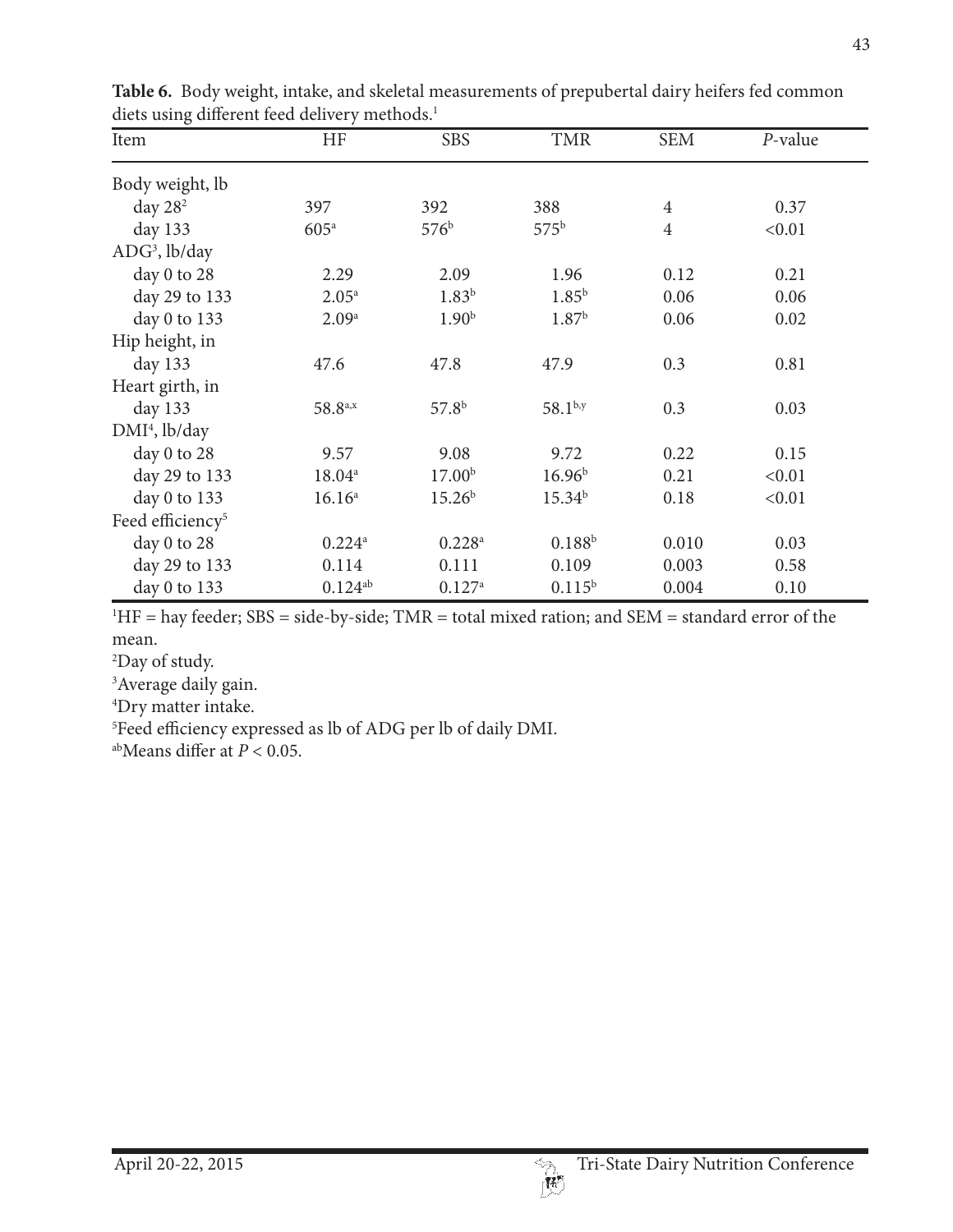**Table 6.** Body weight, intake, and skeletal measurements of prepubertal dairy heifers fed common diets using different feed delivery methods.[1]

| Item | HF | SBS | TMR | SEM | *P*-value |
|---|---|---|---|---|---|
| Body weight, lb | | | | | |
| day 28[2] | 397 | 392 | 388 | 4 | 0.37 |
| day 133 | 605[a] | 576[b] | 575[b] | 4 | <0.01 |
| ADG[3], lb/day | | | | | |
| day 0 to 28 | 2.29 | 2.09 | 1.96 | 0.12 | 0.21 |
| day 29 to 133 | 2.05[a] | 1.83[b] | 1.85[b] | 0.06 | 0.06 |
| day 0 to 133 | 2.09[a] | 1.90[b] | 1.87[b] | 0.06 | 0.02 |
| Hip height, in | | | | | |
| day 133 | 47.6 | 47.8 | 47.9 | 0.3 | 0.81 |
| Heart girth, in | | | | | |
| day 133 | 58.8[a,x] | 57.8[b] | 58.1[b,y] | 0.3 | 0.03 |
| DMI[4], lb/day | | | | | |
| day 0 to 28 | 9.57 | 9.08 | 9.72 | 0.22 | 0.15 |
| day 29 to 133 | 18.04[a] | 17.00[b] | 16.96[b] | 0.21 | <0.01 |
| day 0 to 133 | 16.16[a] | 15.26[b] | 15.34[b] | 0.18 | <0.01 |
| Feed efficiency[5] | | | | | |
| day 0 to 28 | 0.224[a] | 0.228[a] | 0.188[b] | 0.010 | 0.03 |
| day 29 to 133 | 0.114 | 0.111 | 0.109 | 0.003 | 0.58 |
| day 0 to 133 | 0.124[ab] | 0.127[a] | 0.115[b] | 0.004 | 0.10 |

[1]HF = hay feeder; SBS = side-by-side; TMR = total mixed ration; and SEM = standard error of the mean.

[2]Day of study.

[3]Average daily gain.

[4]Dry matter intake.

[5]Feed efficiency expressed as lb of ADG per lb of daily DMI.

[ab]Means differ at $P < 0.05$.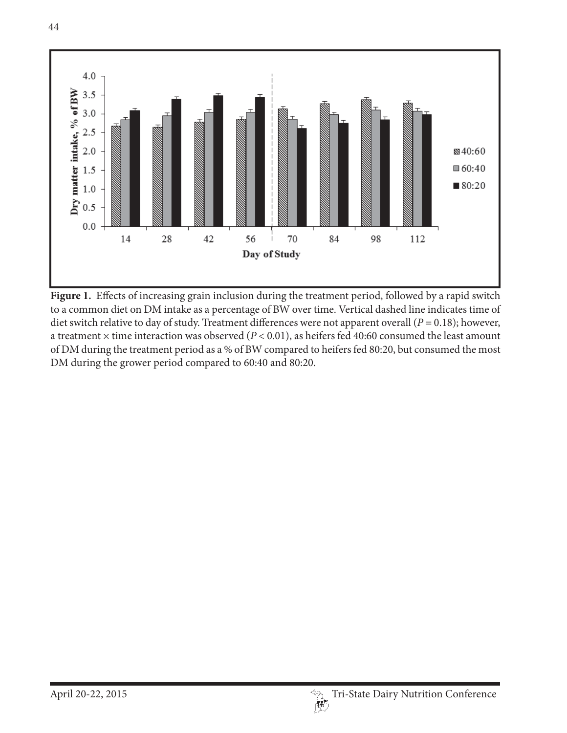**Figure 1.** Effects of increasing grain inclusion during the treatment period, followed by a rapid switch to a common diet on DM intake as a percentage of BW over time. Vertical dashed line indicates time of diet switch relative to day of study. Treatment differences were not apparent overall ($P = 0.18$); however, a treatment × time interaction was observed ($P < 0.01$), as heifers fed 40:60 consumed the least amount of DM during the treatment period as a % of BW compared to heifers fed 80:20, but consumed the most DM during the grower period compared to 60:40 and 80:20.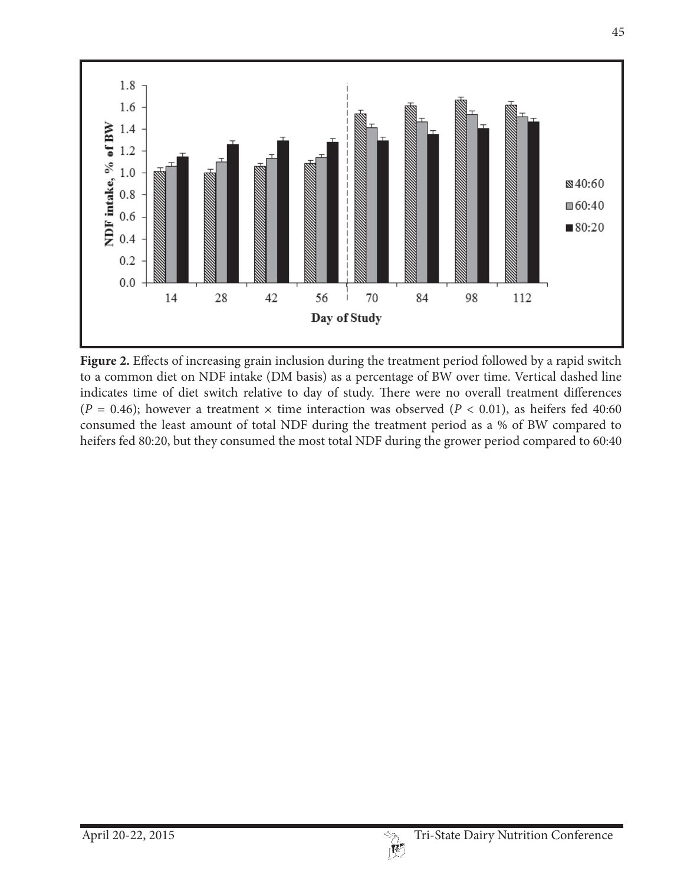**Figure 2.** Effects of increasing grain inclusion during the treatment period followed by a rapid switch to a common diet on NDF intake (DM basis) as a percentage of BW over time. Vertical dashed line indicates time of diet switch relative to day of study. There were no overall treatment differences ($P = 0.46$); however a treatment × time interaction was observed ($P < 0.01$), as heifers fed 40:60 consumed the least amount of total NDF during the treatment period as a % of BW compared to heifers fed 80:20, but they consumed the most total NDF during the grower period compared to 60:40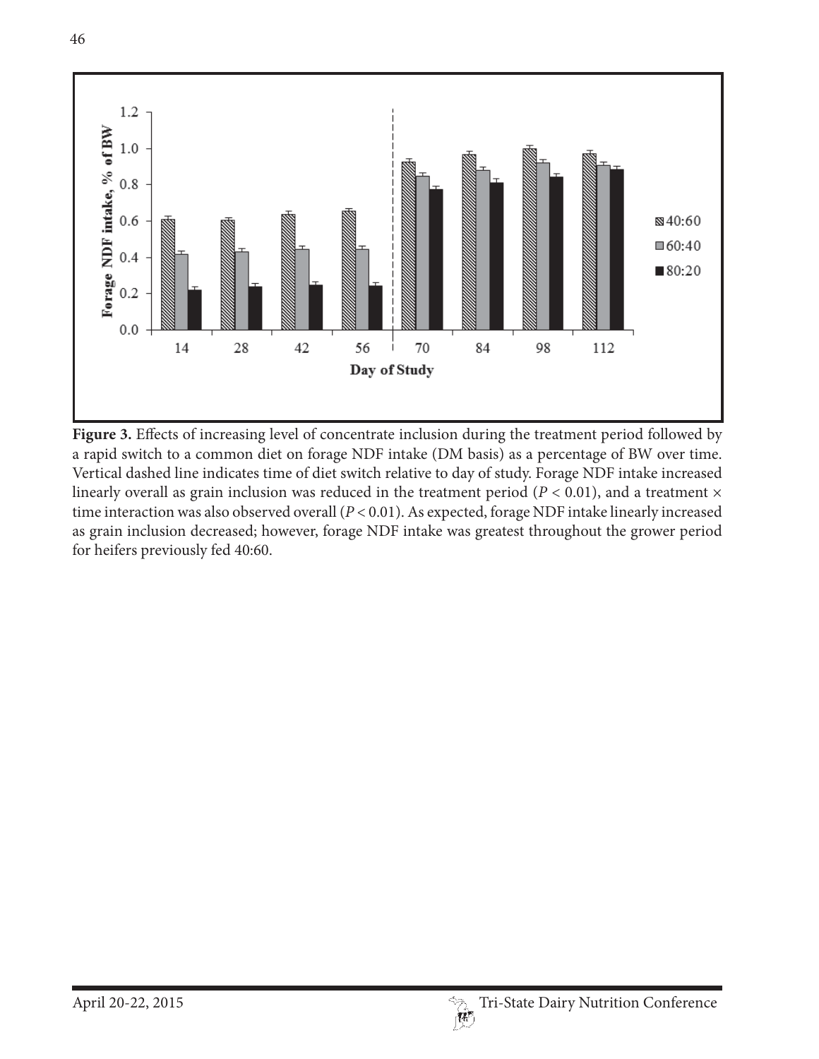Forage NDF intake, % of BW

1.2

1.0

0.8

0.6

0.4

0.2

0.0

14

28

42

56

70

84

98

112

Day of Study

40:60

60:40

80:20

**Figure 3.** Effects of increasing level of concentrate inclusion during the treatment period followed by a rapid switch to a common diet on forage NDF intake (DM basis) as a percentage of BW over time. Vertical dashed line indicates time of diet switch relative to day of study. Forage NDF intake increased linearly overall as grain inclusion was reduced in the treatment period ($P < 0.01$), and a treatment × time interaction was also observed overall ($P < 0.01$). As expected, forage NDF intake linearly increased as grain inclusion decreased; however, forage NDF intake was greatest throughout the grower period for heifers previously fed 40:60.